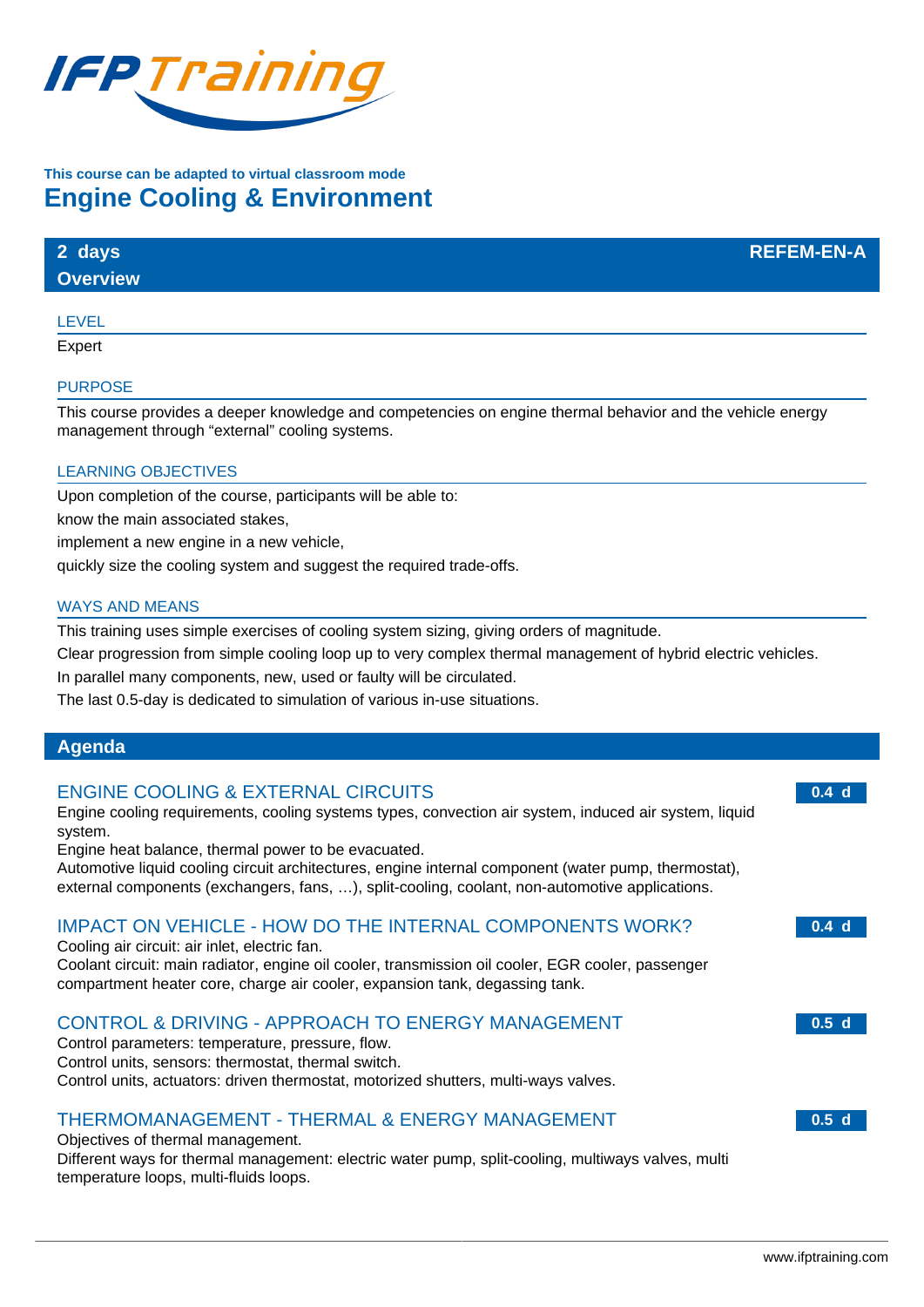IFP Training

**This course can be adapted to virtual classroom mode**

# Engine Cooling & Environment

**2 days** **REFEM-EN-A**

## Overview

### LEVEL

Expert

### PURPOSE

This course provides a deeper knowledge and competencies on engine thermal behavior and the vehicle energy management through “external” cooling systems.

### LEARNING OBJECTIVES

Upon completion of the course, participants will be able to:

know the main associated stakes,

implement a new engine in a new vehicle,

quickly size the cooling system and suggest the required trade-offs.

### WAYS AND MEANS

This training uses simple exercises of cooling system sizing, giving orders of magnitude.

Clear progression from simple cooling loop up to very complex thermal management of hybrid electric vehicles.

In parallel many components, new, used or faulty will be circulated.

The last 0.5-day is dedicated to simulation of various in-use situations.

## Agenda

### ENGINE COOLING & EXTERNAL CIRCUITS — 0.4 d

Engine cooling requirements, cooling systems types, convection air system, induced air system, liquid system.
Engine heat balance, thermal power to be evacuated.
Automotive liquid cooling circuit architectures, engine internal component (water pump, thermostat), external components (exchangers, fans, …), split-cooling, coolant, non-automotive applications.

### IMPACT ON VEHICLE - HOW DO THE INTERNAL COMPONENTS WORK? — 0.4 d

Cooling air circuit: air inlet, electric fan.
Coolant circuit: main radiator, engine oil cooler, transmission oil cooler, EGR cooler, passenger compartment heater core, charge air cooler, expansion tank, degassing tank.

### CONTROL & DRIVING - APPROACH TO ENERGY MANAGEMENT — 0.5 d

Control parameters: temperature, pressure, flow.
Control units, sensors: thermostat, thermal switch.
Control units, actuators: driven thermostat, motorized shutters, multi-ways valves.

### THERMOMANAGEMENT - THERMAL & ENERGY MANAGEMENT — 0.5 d

Objectives of thermal management.
Different ways for thermal management: electric water pump, split-cooling, multiways valves, multi temperature loops, multi-fluids loops.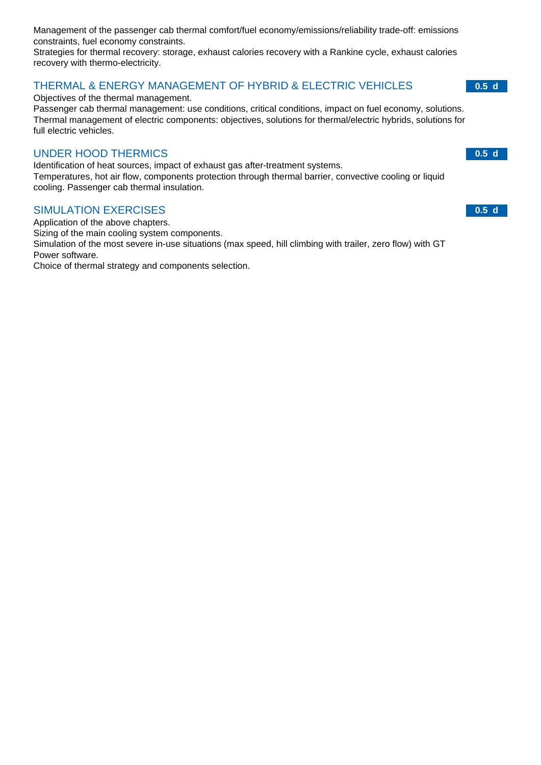Management of the passenger cab thermal comfort/fuel economy/emissions/reliability trade-off: emissions constraints, fuel economy constraints.
Strategies for thermal recovery: storage, exhaust calories recovery with a Rankine cycle, exhaust calories recovery with thermo-electricity.

## THERMAL & ENERGY MANAGEMENT OF HYBRID & ELECTRIC VEHICLES

**0.5 d**

Objectives of the thermal management.
Passenger cab thermal management: use conditions, critical conditions, impact on fuel economy, solutions.
Thermal management of electric components: objectives, solutions for thermal/electric hybrids, solutions for full electric vehicles.

## UNDER HOOD THERMICS

**0.5 d**

Identification of heat sources, impact of exhaust gas after-treatment systems.
Temperatures, hot air flow, components protection through thermal barrier, convective cooling or liquid cooling. Passenger cab thermal insulation.

## SIMULATION EXERCISES

**0.5 d**

Application of the above chapters.
Sizing of the main cooling system components.
Simulation of the most severe in-use situations (max speed, hill climbing with trailer, zero flow) with GT Power software.
Choice of thermal strategy and components selection.